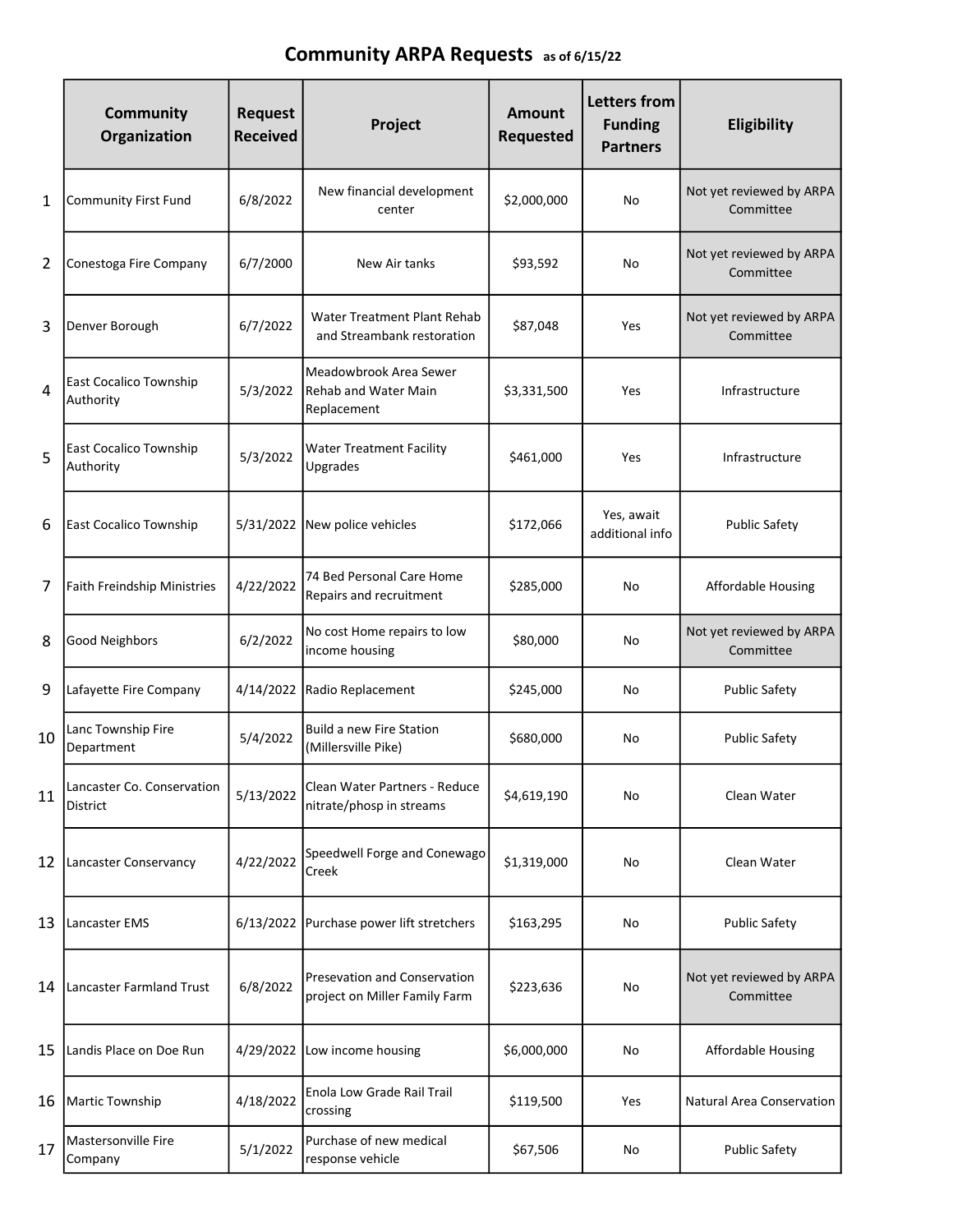# Community ARPA Requests as of 6/15/22

| | Community Organization | Request Received | Project | Amount Requested | Letters from Funding Partners | Eligibility |
|---|---|---|---|---|---|---|
| 1 | Community First Fund | 6/8/2022 | New financial development center | $2,000,000 | No | Not yet reviewed by ARPA Committee |
| 2 | Conestoga Fire Company | 6/7/2000 | New Air tanks | $93,592 | No | Not yet reviewed by ARPA Committee |
| 3 | Denver Borough | 6/7/2022 | Water Treatment Plant Rehab and Streambank restoration | $87,048 | Yes | Not yet reviewed by ARPA Committee |
| 4 | East Cocalico Township Authority | 5/3/2022 | Meadowbrook Area Sewer Rehab and Water Main Replacement | $3,331,500 | Yes | Infrastructure |
| 5 | East Cocalico Township Authority | 5/3/2022 | Water Treatment Facility Upgrades | $461,000 | Yes | Infrastructure |
| 6 | East Cocalico Township | 5/31/2022 | New police vehicles | $172,066 | Yes, await additional info | Public Safety |
| 7 | Faith Freindship Ministries | 4/22/2022 | 74 Bed Personal Care Home Repairs and recruitment | $285,000 | No | Affordable Housing |
| 8 | Good Neighbors | 6/2/2022 | No cost Home repairs to low income housing | $80,000 | No | Not yet reviewed by ARPA Committee |
| 9 | Lafayette Fire Company | 4/14/2022 | Radio Replacement | $245,000 | No | Public Safety |
| 10 | Lanc Township Fire Department | 5/4/2022 | Build a new Fire Station (Millersville Pike) | $680,000 | No | Public Safety |
| 11 | Lancaster Co. Conservation District | 5/13/2022 | Clean Water Partners - Reduce nitrate/phosp in streams | $4,619,190 | No | Clean Water |
| 12 | Lancaster Conservancy | 4/22/2022 | Speedwell Forge and Conewago Creek | $1,319,000 | No | Clean Water |
| 13 | Lancaster EMS | 6/13/2022 | Purchase power lift stretchers | $163,295 | No | Public Safety |
| 14 | Lancaster Farmland Trust | 6/8/2022 | Presevation and Conservation project on Miller Family Farm | $223,636 | No | Not yet reviewed by ARPA Committee |
| 15 | Landis Place on Doe Run | 4/29/2022 | Low income housing | $6,000,000 | No | Affordable Housing |
| 16 | Martic Township | 4/18/2022 | Enola Low Grade Rail Trail crossing | $119,500 | Yes | Natural Area Conservation |
| 17 | Mastersonville Fire Company | 5/1/2022 | Purchase of new medical response vehicle | $67,506 | No | Public Safety |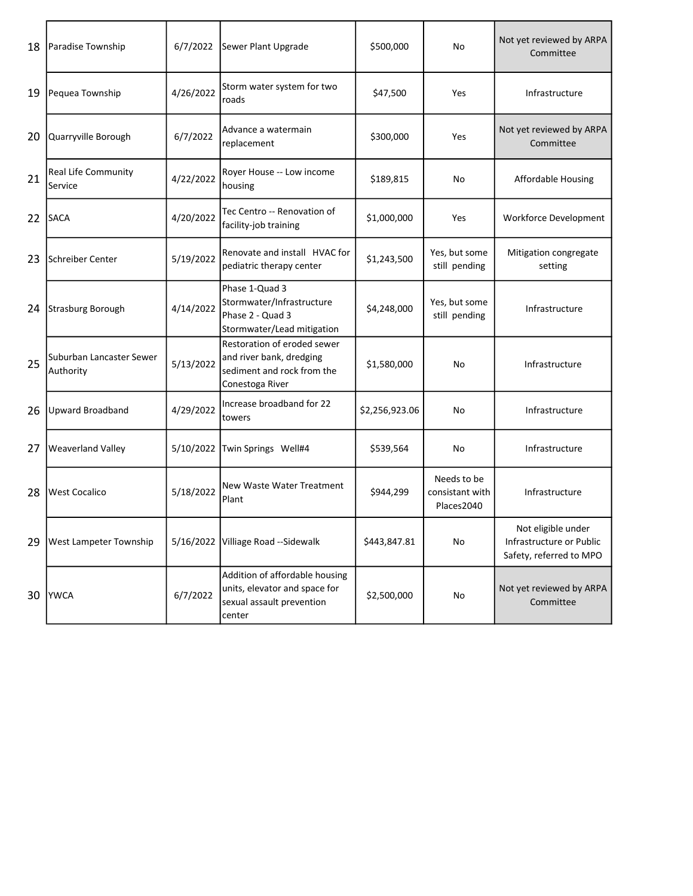| | | | | | | |
|---|---|---|---|---|---|---|
| 18 | Paradise Township | 6/7/2022 | Sewer Plant Upgrade | $500,000 | No | Not yet reviewed by ARPA Committee |
| 19 | Pequea Township | 4/26/2022 | Storm water system for two roads | $47,500 | Yes | Infrastructure |
| 20 | Quarryville Borough | 6/7/2022 | Advance a watermain replacement | $300,000 | Yes | Not yet reviewed by ARPA Committee |
| 21 | Real Life Community Service | 4/22/2022 | Royer House -- Low income housing | $189,815 | No | Affordable Housing |
| 22 | SACA | 4/20/2022 | Tec Centro -- Renovation of facility-job training | $1,000,000 | Yes | Workforce Development |
| 23 | Schreiber Center | 5/19/2022 | Renovate and install HVAC for pediatric therapy center | $1,243,500 | Yes, but some still pending | Mitigation congregate setting |
| 24 | Strasburg Borough | 4/14/2022 | Phase 1-Quad 3 Stormwater/Infrastructure Phase 2 - Quad 3 Stormwater/Lead mitigation | $4,248,000 | Yes, but some still pending | Infrastructure |
| 25 | Suburban Lancaster Sewer Authority | 5/13/2022 | Restoration of eroded sewer and river bank, dredging sediment and rock from the Conestoga River | $1,580,000 | No | Infrastructure |
| 26 | Upward Broadband | 4/29/2022 | Increase broadband for 22 towers | $2,256,923.06 | No | Infrastructure |
| 27 | Weaverland Valley | 5/10/2022 | Twin Springs Well#4 | $539,564 | No | Infrastructure |
| 28 | West Cocalico | 5/18/2022 | New Waste Water Treatment Plant | $944,299 | Needs to be consistant with Places2040 | Infrastructure |
| 29 | West Lampeter Township | 5/16/2022 | Villiage Road --Sidewalk | $443,847.81 | No | Not eligible under Infrastructure or Public Safety, referred to MPO |
| 30 | YWCA | 6/7/2022 | Addition of affordable housing units, elevator and space for sexual assault prevention center | $2,500,000 | No | Not yet reviewed by ARPA Committee |